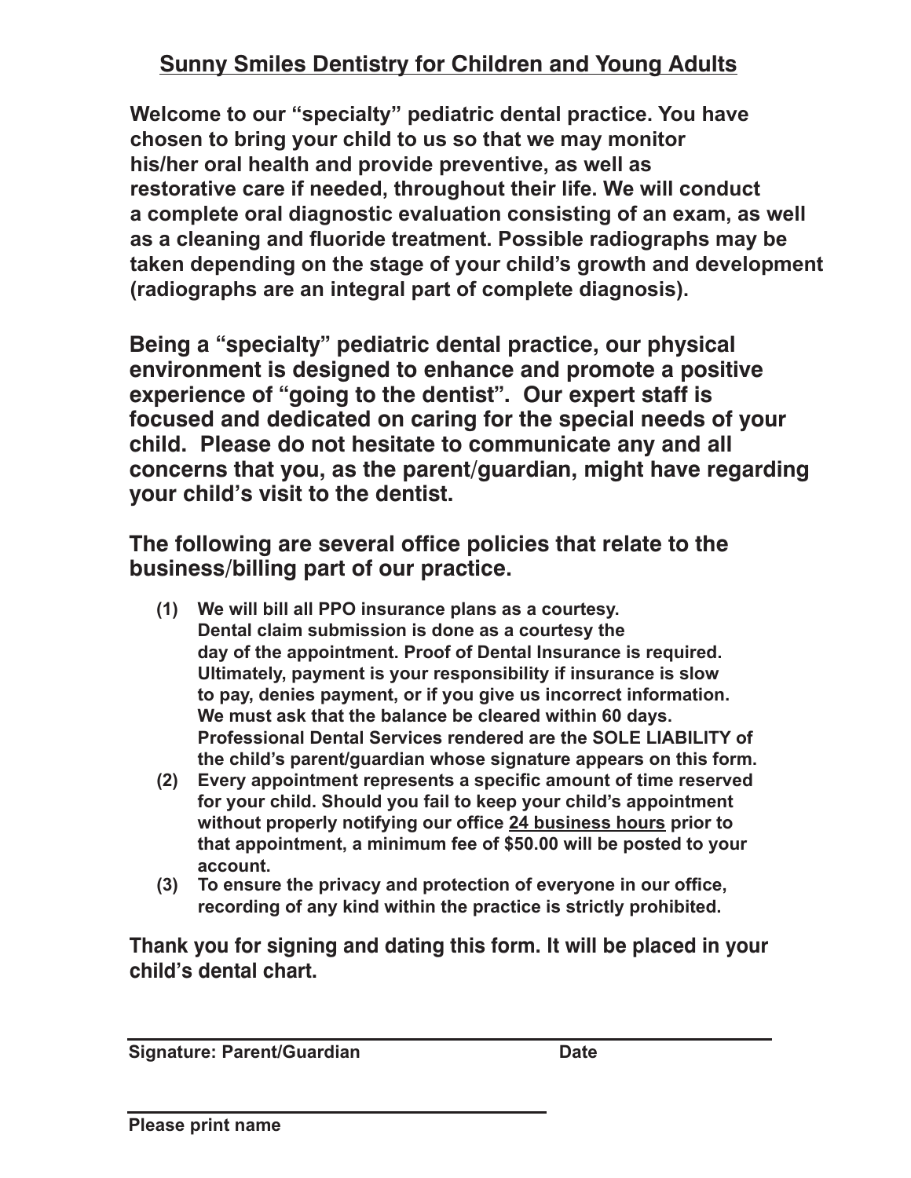# Sunny Smiles Dentistry for Children and Young Adults

**Welcome to our "specialty" pediatric dental practice. You have chosen to bring your child to us so that we may monitor his/her oral health and provide preventive, as well as restorative care if needed, throughout their life. We will conduct a complete oral diagnostic evaluation consisting of an exam, as well as a cleaning and fluoride treatment. Possible radiographs may be taken depending on the stage of your child's growth and development (radiographs are an integral part of complete diagnosis).**

**Being a "specialty" pediatric dental practice, our physical environment is designed to enhance and promote a positive experience of "going to the dentist". Our expert staff is focused and dedicated on caring for the special needs of your child. Please do not hesitate to communicate any and all concerns that you, as the parent/guardian, might have regarding your child's visit to the dentist.**

**The following are several office policies that relate to the business/billing part of our practice.**

(1) **We will bill all PPO insurance plans as a courtesy. Dental claim submission is done as a courtesy the day of the appointment. Proof of Dental Insurance is required. Ultimately, payment is your responsibility if insurance is slow to pay, denies payment, or if you give us incorrect information. We must ask that the balance be cleared within 60 days. Professional Dental Services rendered are the SOLE LIABILITY of the child's parent/guardian whose signature appears on this form.**

(2) **Every appointment represents a specific amount of time reserved for your child. Should you fail to keep your child's appointment without properly notifying our office 24 business hours prior to that appointment, a minimum fee of $50.00 will be posted to your account.**

(3) **To ensure the privacy and protection of everyone in our office, recording of any kind within the practice is strictly prohibited.**

**Thank you for signing and dating this form. It will be placed in your child's dental chart.**

_______________________________________________

**Signature: Parent/Guardian** **Date**

_______________________________________________

**Please print name**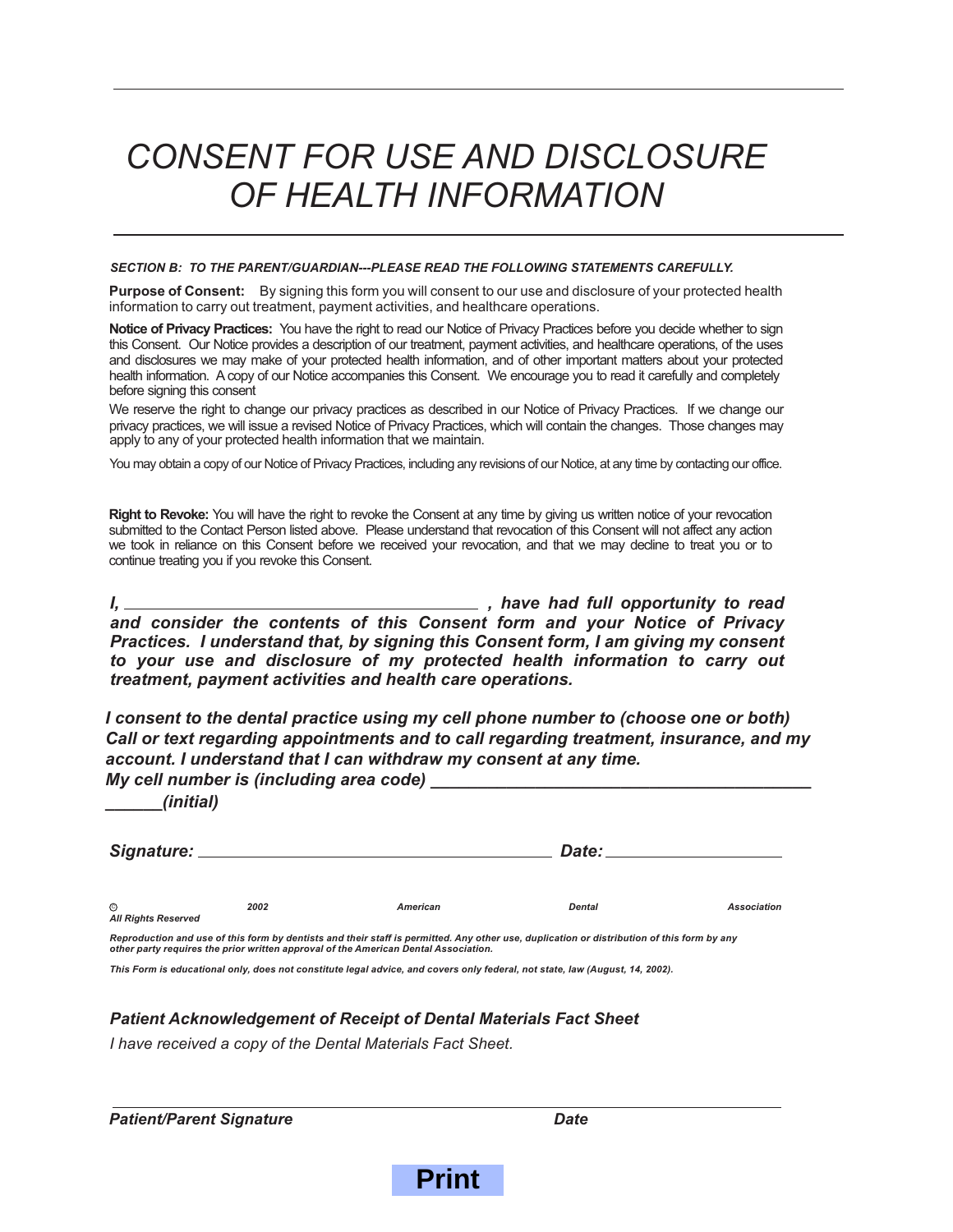# CONSENT FOR USE AND DISCLOSURE OF HEALTH INFORMATION

***SECTION B: TO THE PARENT/GUARDIAN---PLEASE READ THE FOLLOWING STATEMENTS CAREFULLY.***

**Purpose of Consent:** By signing this form you will consent to our use and disclosure of your protected health information to carry out treatment, payment activities, and healthcare operations.

**Notice of Privacy Practices:** You have the right to read our Notice of Privacy Practices before you decide whether to sign this Consent. Our Notice provides a description of our treatment, payment activities, and healthcare operations, of the uses and disclosures we may make of your protected health information, and of other important matters about your protected health information. A copy of our Notice accompanies this Consent. We encourage you to read it carefully and completely before signing this consent

We reserve the right to change our privacy practices as described in our Notice of Privacy Practices. If we change our privacy practices, we will issue a revised Notice of Privacy Practices, which will contain the changes. Those changes may apply to any of your protected health information that we maintain.

You may obtain a copy of our Notice of Privacy Practices, including any revisions of our Notice, at any time by contacting our office.

**Right to Revoke:** You will have the right to revoke the Consent at any time by giving us written notice of your revocation submitted to the Contact Person listed above. Please understand that revocation of this Consent will not affect any action we took in reliance on this Consent before we received your revocation, and that we may decline to treat you or to continue treating you if you revoke this Consent.

***I, ________________________________________ , have had full opportunity to read and consider the contents of this Consent form and your Notice of Privacy Practices. I understand that, by signing this Consent form, I am giving my consent to your use and disclosure of my protected health information to carry out treatment, payment activities and health care operations.***

***I consent to the dental practice using my cell phone number to (choose one or both) Call or text regarding appointments and to call regarding treatment, insurance, and my account. I understand that I can withdraw my consent at any time.***
***My cell number is (including area code) ________________________________________***
***______(initial)***

***Signature:*** ________________________________________ ***Date:*** ____________________

*© 2002 American Dental Association*
*All Rights Reserved*

*Reproduction and use of this form by dentists and their staff is permitted. Any other use, duplication or distribution of this form by any other party requires the prior written approval of the American Dental Association.*

*This Form is educational only, does not constitute legal advice, and covers only federal, not state, law (August, 14, 2002).*

***Patient Acknowledgement of Receipt of Dental Materials Fact Sheet***

*I have received a copy of the Dental Materials Fact Sheet.*

________________________________________________________________

***Patient/Parent Signature*** ***Date***

**Print**